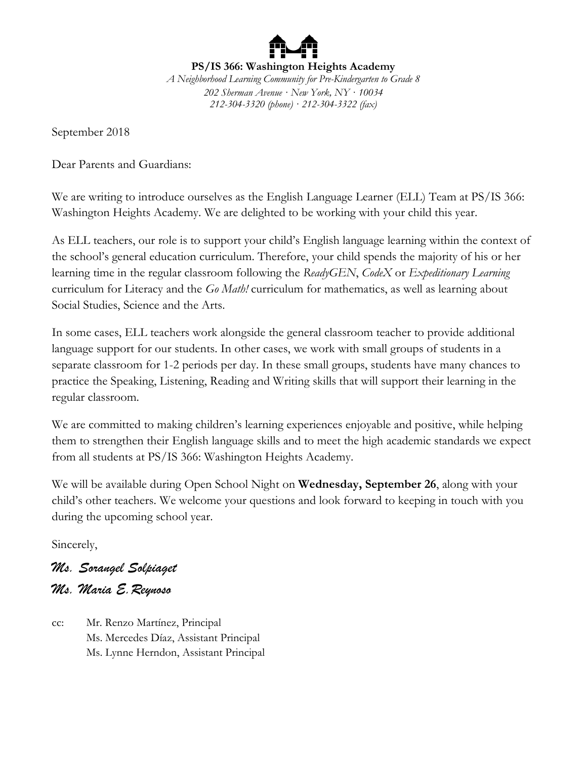**PS/IS 366: Washington Heights Academy**

*A Neighborhood Learning Community for Pre-Kindergarten to Grade 8*

*202 Sherman Avenue · New York, NY · 10034*

*212-304-3320 (phone) · 212-304-3322 (fax)*

September 2018

Dear Parents and Guardians:

We are writing to introduce ourselves as the English Language Learner (ELL) Team at PS/IS 366: Washington Heights Academy. We are delighted to be working with your child this year.

As ELL teachers, our role is to support your child's English language learning within the context of the school's general education curriculum. Therefore, your child spends the majority of his or her learning time in the regular classroom following the *ReadyGEN*, *CodeX* or *Expeditionary Learning* curriculum for Literacy and the *Go Math!* curriculum for mathematics, as well as learning about Social Studies, Science and the Arts.

In some cases, ELL teachers work alongside the general classroom teacher to provide additional language support for our students. In other cases, we work with small groups of students in a separate classroom for 1-2 periods per day. In these small groups, students have many chances to practice the Speaking, Listening, Reading and Writing skills that will support their learning in the regular classroom.

We are committed to making children's learning experiences enjoyable and positive, while helping them to strengthen their English language skills and to meet the high academic standards we expect from all students at PS/IS 366: Washington Heights Academy.

We will be available during Open School Night on **Wednesday, September 26**, along with your child's other teachers. We welcome your questions and look forward to keeping in touch with you during the upcoming school year.

Sincerely,

*Ms. Sorangel Solpiaget*

*Ms. Maria E. Reynoso*

cc: Mr. Renzo Martínez, Principal
Ms. Mercedes Díaz, Assistant Principal
Ms. Lynne Herndon, Assistant Principal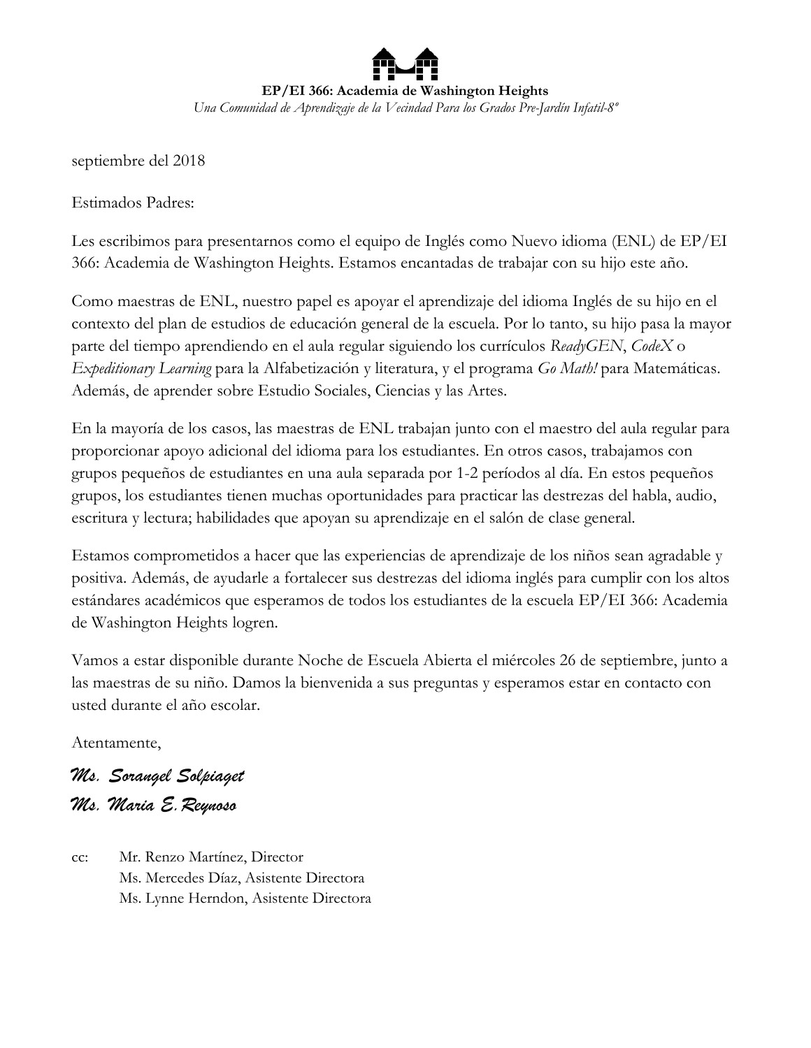**EP/EI 366: Academia de Washington Heights**

*Una Comunidad de Aprendizaje de la Vecindad Para los Grados Pre-Jardín Infatil-8º*

septiembre del 2018

Estimados Padres:

Les escribimos para presentarnos como el equipo de Inglés como Nuevo idioma (ENL) de EP/EI 366: Academia de Washington Heights. Estamos encantadas de trabajar con su hijo este año.

Como maestras de ENL, nuestro papel es apoyar el aprendizaje del idioma Inglés de su hijo en el contexto del plan de estudios de educación general de la escuela. Por lo tanto, su hijo pasa la mayor parte del tiempo aprendiendo en el aula regular siguiendo los currículos *ReadyGEN*, *CodeX* o *Expeditionary Learning* para la Alfabetización y literatura, y el programa *Go Math!* para Matemáticas. Además, de aprender sobre Estudio Sociales, Ciencias y las Artes.

En la mayoría de los casos, las maestras de ENL trabajan junto con el maestro del aula regular para proporcionar apoyo adicional del idioma para los estudiantes. En otros casos, trabajamos con grupos pequeños de estudiantes en una aula separada por 1-2 períodos al día. En estos pequeños grupos, los estudiantes tienen muchas oportunidades para practicar las destrezas del habla, audio, escritura y lectura; habilidades que apoyan su aprendizaje en el salón de clase general.

Estamos comprometidos a hacer que las experiencias de aprendizaje de los niños sean agradable y positiva. Además, de ayudarle a fortalecer sus destrezas del idioma inglés para cumplir con los altos estándares académicos que esperamos de todos los estudiantes de la escuela EP/EI 366: Academia de Washington Heights logren.

Vamos a estar disponible durante Noche de Escuela Abierta el miércoles 26 de septiembre, junto a las maestras de su niño. Damos la bienvenida a sus preguntas y esperamos estar en contacto con usted durante el año escolar.

Atentamente,

*Ms. Sorangel Solpiaget*
*Ms. Maria E. Reynoso*

cc: Mr. Renzo Martínez, Director
Ms. Mercedes Díaz, Asistente Directora
Ms. Lynne Herndon, Asistente Directora